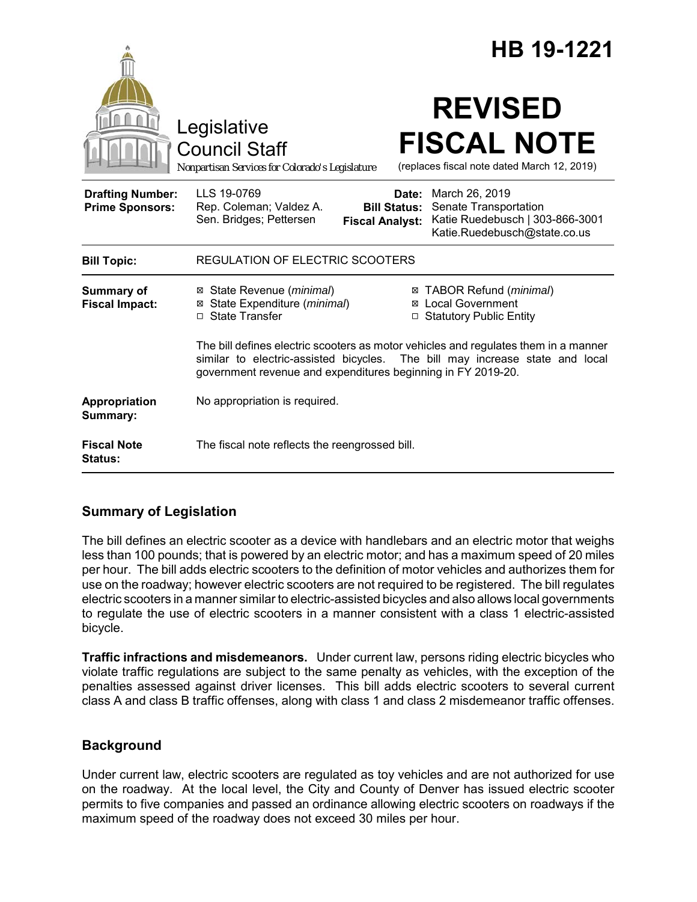# HB 19-1221

Legislative Council Staff

*Nonpartisan Services for Colorado's Legislature*

# REVISED FISCAL NOTE

(replaces fiscal note dated March 12, 2019)

| | | | |
|---|---|---|---|
| **Drafting Number:** | LLS 19-0769 | **Date:** | March 26, 2019 |
| **Prime Sponsors:** | Rep. Coleman; Valdez A. Sen. Bridges; Pettersen | **Bill Status:** | Senate Transportation |
| | | **Fiscal Analyst:** | Katie Ruedebusch \| 303-866-3001 Katie.Ruedebusch@state.co.us |

| | |
|---|---|
| **Bill Topic:** | REGULATION OF ELECTRIC SCOOTERS |
| **Summary of Fiscal Impact:** | ☒ State Revenue (*minimal*) ☒ State Expenditure (*minimal*) ☐ State Transfer ☒ TABOR Refund (*minimal*) ☒ Local Government ☐ Statutory Public Entity<br><br>The bill defines electric scooters as motor vehicles and regulates them in a manner similar to electric-assisted bicycles. The bill may increase state and local government revenue and expenditures beginning in FY 2019-20. |
| **Appropriation Summary:** | No appropriation is required. |
| **Fiscal Note Status:** | The fiscal note reflects the reengrossed bill. |

## Summary of Legislation

The bill defines an electric scooter as a device with handlebars and an electric motor that weighs less than 100 pounds; that is powered by an electric motor; and has a maximum speed of 20 miles per hour. The bill adds electric scooters to the definition of motor vehicles and authorizes them for use on the roadway; however electric scooters are not required to be registered. The bill regulates electric scooters in a manner similar to electric-assisted bicycles and also allows local governments to regulate the use of electric scooters in a manner consistent with a class 1 electric-assisted bicycle.

**Traffic infractions and misdemeanors.** Under current law, persons riding electric bicycles who violate traffic regulations are subject to the same penalty as vehicles, with the exception of the penalties assessed against driver licenses. This bill adds electric scooters to several current class A and class B traffic offenses, along with class 1 and class 2 misdemeanor traffic offenses.

## Background

Under current law, electric scooters are regulated as toy vehicles and are not authorized for use on the roadway. At the local level, the City and County of Denver has issued electric scooter permits to five companies and passed an ordinance allowing electric scooters on roadways if the maximum speed of the roadway does not exceed 30 miles per hour.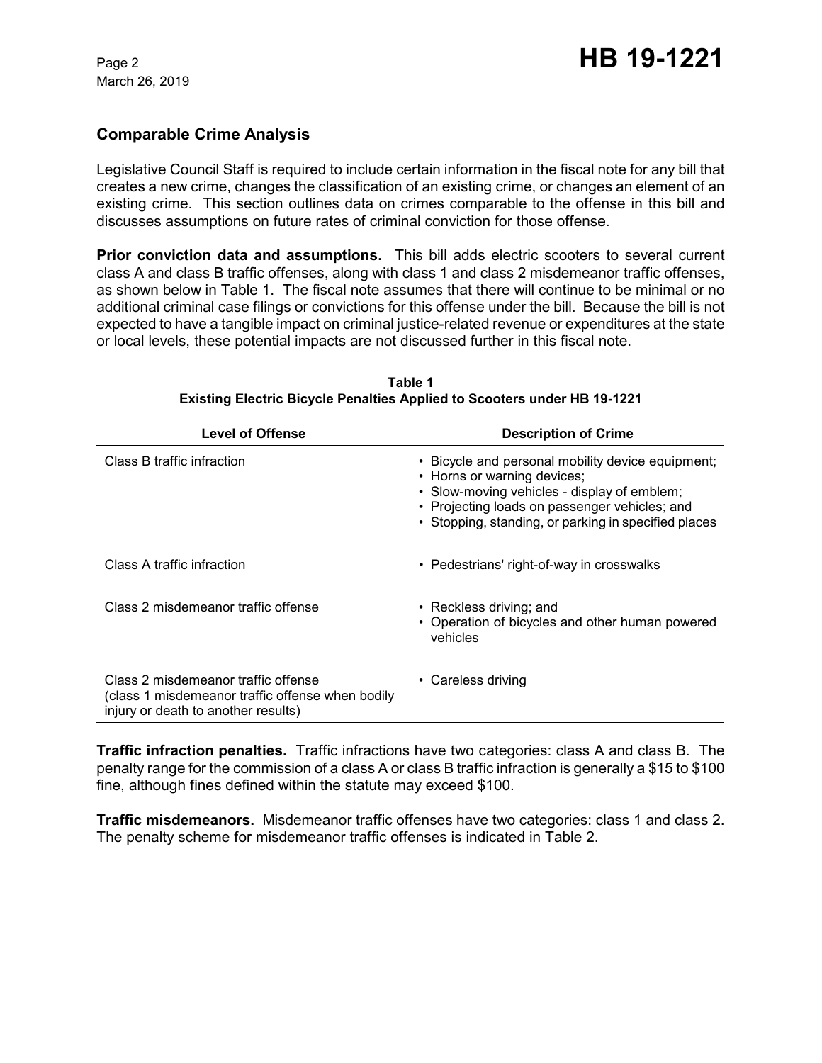## Comparable Crime Analysis

Legislative Council Staff is required to include certain information in the fiscal note for any bill that creates a new crime, changes the classification of an existing crime, or changes an element of an existing crime. This section outlines data on crimes comparable to the offense in this bill and discusses assumptions on future rates of criminal conviction for those offense.

**Prior conviction data and assumptions.** This bill adds electric scooters to several current class A and class B traffic offenses, along with class 1 and class 2 misdemeanor traffic offenses, as shown below in Table 1. The fiscal note assumes that there will continue to be minimal or no additional criminal case filings or convictions for this offense under the bill. Because the bill is not expected to have a tangible impact on criminal justice-related revenue or expenditures at the state or local levels, these potential impacts are not discussed further in this fiscal note.

**Table 1**
**Existing Electric Bicycle Penalties Applied to Scooters under HB 19-1221**

| Level of Offense | Description of Crime |
|---|---|
| Class B traffic infraction | • Bicycle and personal mobility device equipment;<br>• Horns or warning devices;<br>• Slow-moving vehicles - display of emblem;<br>• Projecting loads on passenger vehicles; and<br>• Stopping, standing, or parking in specified places |
| Class A traffic infraction | • Pedestrians' right-of-way in crosswalks |
| Class 2 misdemeanor traffic offense | • Reckless driving; and<br>• Operation of bicycles and other human powered vehicles |
| Class 2 misdemeanor traffic offense (class 1 misdemeanor traffic offense when bodily injury or death to another results) | • Careless driving |

**Traffic infraction penalties.** Traffic infractions have two categories: class A and class B. The penalty range for the commission of a class A or class B traffic infraction is generally a $15 to $100 fine, although fines defined within the statute may exceed $100.

**Traffic misdemeanors.** Misdemeanor traffic offenses have two categories: class 1 and class 2. The penalty scheme for misdemeanor traffic offenses is indicated in Table 2.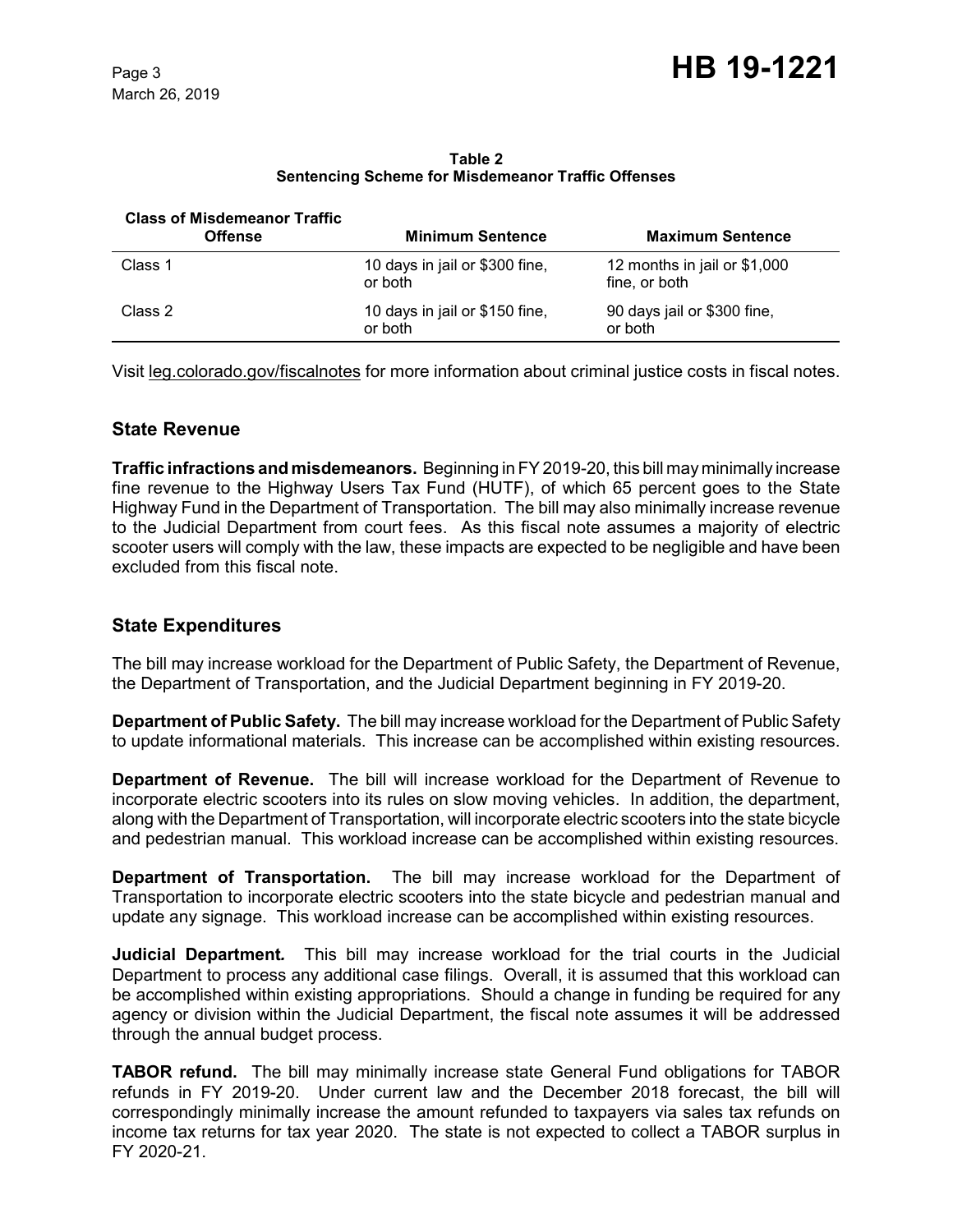**Table 2**
**Sentencing Scheme for Misdemeanor Traffic Offenses**

| Class of Misdemeanor Traffic Offense | Minimum Sentence | Maximum Sentence |
|---|---|---|
| Class 1 | 10 days in jail or $300 fine, or both | 12 months in jail or $1,000 fine, or both |
| Class 2 | 10 days in jail or $150 fine, or both | 90 days jail or $300 fine, or both |

Visit leg.colorado.gov/fiscalnotes for more information about criminal justice costs in fiscal notes.

## State Revenue

**Traffic infractions and misdemeanors.** Beginning in FY 2019-20, this bill may minimally increase fine revenue to the Highway Users Tax Fund (HUTF), of which 65 percent goes to the State Highway Fund in the Department of Transportation. The bill may also minimally increase revenue to the Judicial Department from court fees. As this fiscal note assumes a majority of electric scooter users will comply with the law, these impacts are expected to be negligible and have been excluded from this fiscal note.

## State Expenditures

The bill may increase workload for the Department of Public Safety, the Department of Revenue, the Department of Transportation, and the Judicial Department beginning in FY 2019-20.

**Department of Public Safety.** The bill may increase workload for the Department of Public Safety to update informational materials. This increase can be accomplished within existing resources.

**Department of Revenue.** The bill will increase workload for the Department of Revenue to incorporate electric scooters into its rules on slow moving vehicles. In addition, the department, along with the Department of Transportation, will incorporate electric scooters into the state bicycle and pedestrian manual. This workload increase can be accomplished within existing resources.

**Department of Transportation.** The bill may increase workload for the Department of Transportation to incorporate electric scooters into the state bicycle and pedestrian manual and update any signage. This workload increase can be accomplished within existing resources.

**Judicial Department.** This bill may increase workload for the trial courts in the Judicial Department to process any additional case filings. Overall, it is assumed that this workload can be accomplished within existing appropriations. Should a change in funding be required for any agency or division within the Judicial Department, the fiscal note assumes it will be addressed through the annual budget process.

**TABOR refund.** The bill may minimally increase state General Fund obligations for TABOR refunds in FY 2019-20. Under current law and the December 2018 forecast, the bill will correspondingly minimally increase the amount refunded to taxpayers via sales tax refunds on income tax returns for tax year 2020. The state is not expected to collect a TABOR surplus in FY 2020-21.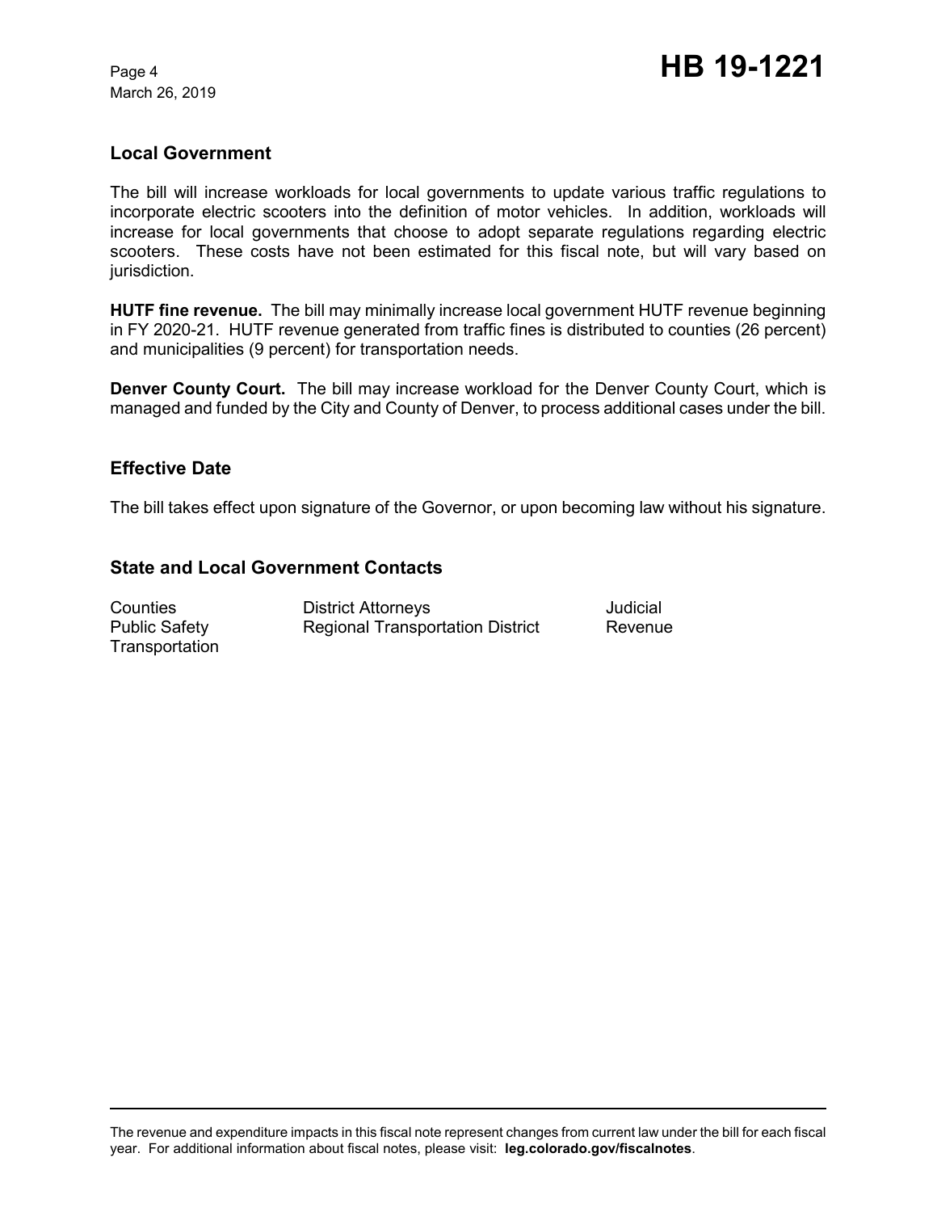## Local Government

The bill will increase workloads for local governments to update various traffic regulations to incorporate electric scooters into the definition of motor vehicles. In addition, workloads will increase for local governments that choose to adopt separate regulations regarding electric scooters. These costs have not been estimated for this fiscal note, but will vary based on jurisdiction.

**HUTF fine revenue.** The bill may minimally increase local government HUTF revenue beginning in FY 2020-21. HUTF revenue generated from traffic fines is distributed to counties (26 percent) and municipalities (9 percent) for transportation needs.

**Denver County Court.** The bill may increase workload for the Denver County Court, which is managed and funded by the City and County of Denver, to process additional cases under the bill.

## Effective Date

The bill takes effect upon signature of the Governor, or upon becoming law without his signature.

## State and Local Government Contacts

| | | |
|---|---|---|
| Counties | District Attorneys | Judicial |
| Public Safety | Regional Transportation District | Revenue |
| Transportation | | |

The revenue and expenditure impacts in this fiscal note represent changes from current law under the bill for each fiscal year. For additional information about fiscal notes, please visit: **leg.colorado.gov/fiscalnotes**.